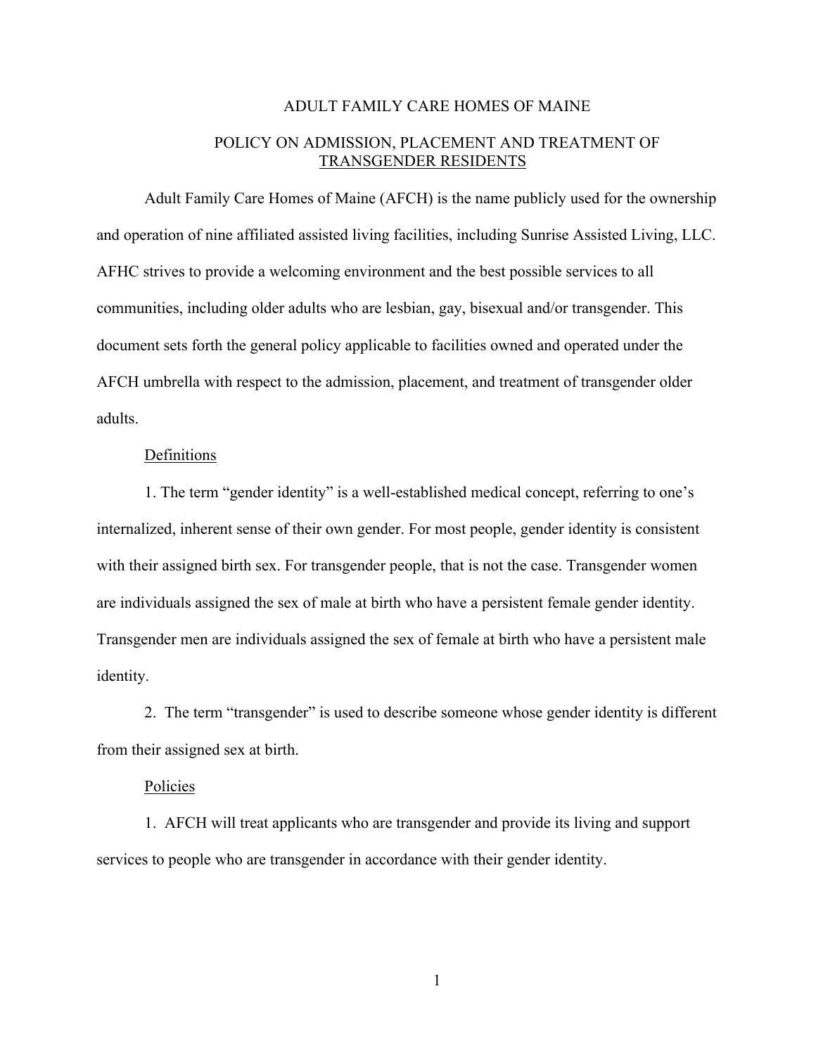# ADULT FAMILY CARE HOMES OF MAINE

## POLICY ON ADMISSION, PLACEMENT AND TREATMENT OF <u>TRANSGENDER RESIDENTS</u>

Adult Family Care Homes of Maine (AFCH) is the name publicly used for the ownership and operation of nine affiliated assisted living facilities, including Sunrise Assisted Living, LLC. AFHC strives to provide a welcoming environment and the best possible services to all communities, including older adults who are lesbian, gay, bisexual and/or transgender. This document sets forth the general policy applicable to facilities owned and operated under the AFCH umbrella with respect to the admission, placement, and treatment of transgender older adults.

### <u>Definitions</u>

1. The term "gender identity" is a well-established medical concept, referring to one's internalized, inherent sense of their own gender. For most people, gender identity is consistent with their assigned birth sex. For transgender people, that is not the case. Transgender women are individuals assigned the sex of male at birth who have a persistent female gender identity. Transgender men are individuals assigned the sex of female at birth who have a persistent male identity.

2. The term "transgender" is used to describe someone whose gender identity is different from their assigned sex at birth.

### <u>Policies</u>

1. AFCH will treat applicants who are transgender and provide its living and support services to people who are transgender in accordance with their gender identity.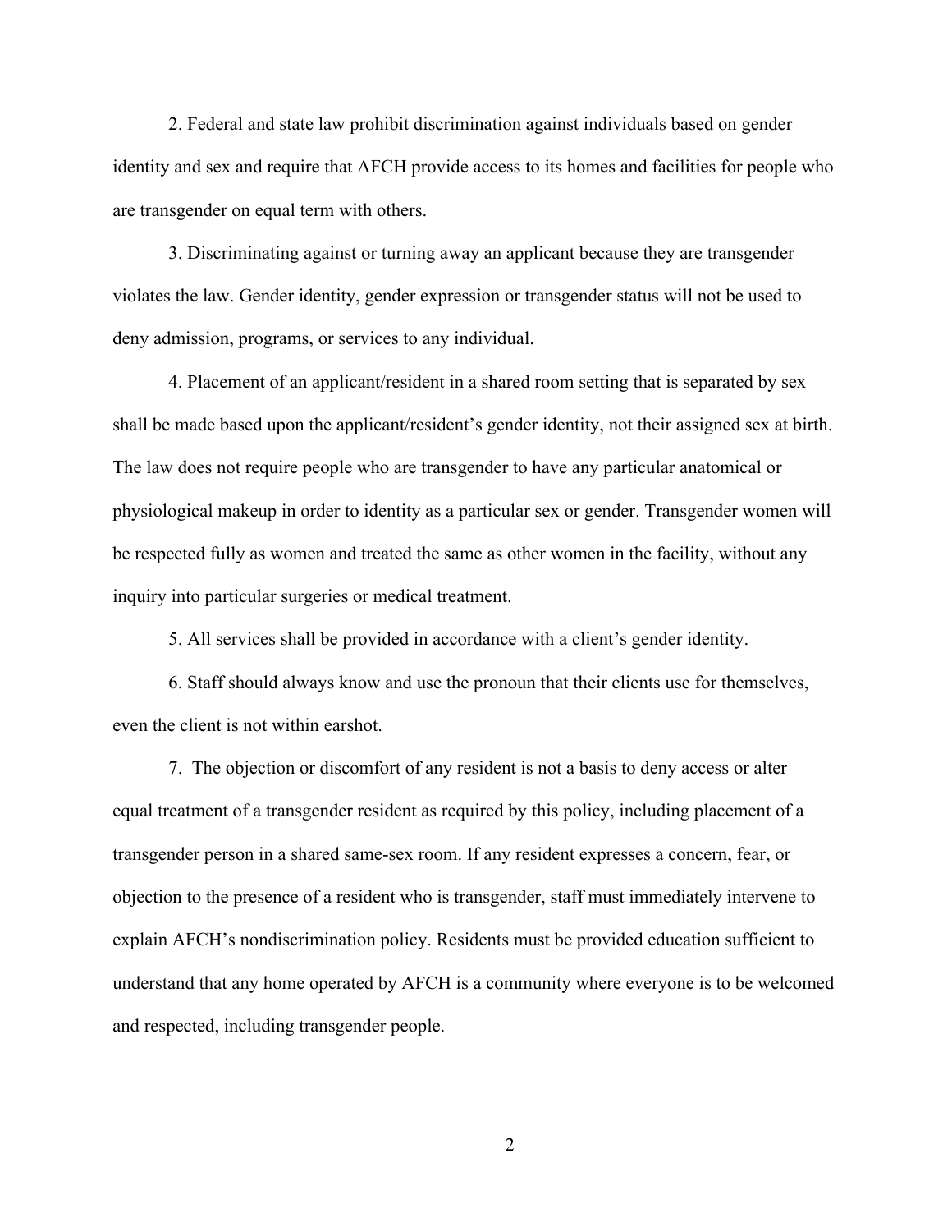2. Federal and state law prohibit discrimination against individuals based on gender identity and sex and require that AFCH provide access to its homes and facilities for people who are transgender on equal term with others.

3. Discriminating against or turning away an applicant because they are transgender violates the law. Gender identity, gender expression or transgender status will not be used to deny admission, programs, or services to any individual.

4. Placement of an applicant/resident in a shared room setting that is separated by sex shall be made based upon the applicant/resident's gender identity, not their assigned sex at birth. The law does not require people who are transgender to have any particular anatomical or physiological makeup in order to identity as a particular sex or gender. Transgender women will be respected fully as women and treated the same as other women in the facility, without any inquiry into particular surgeries or medical treatment.

5. All services shall be provided in accordance with a client's gender identity.

6. Staff should always know and use the pronoun that their clients use for themselves, even the client is not within earshot.

7. The objection or discomfort of any resident is not a basis to deny access or alter equal treatment of a transgender resident as required by this policy, including placement of a transgender person in a shared same-sex room. If any resident expresses a concern, fear, or objection to the presence of a resident who is transgender, staff must immediately intervene to explain AFCH's nondiscrimination policy. Residents must be provided education sufficient to understand that any home operated by AFCH is a community where everyone is to be welcomed and respected, including transgender people.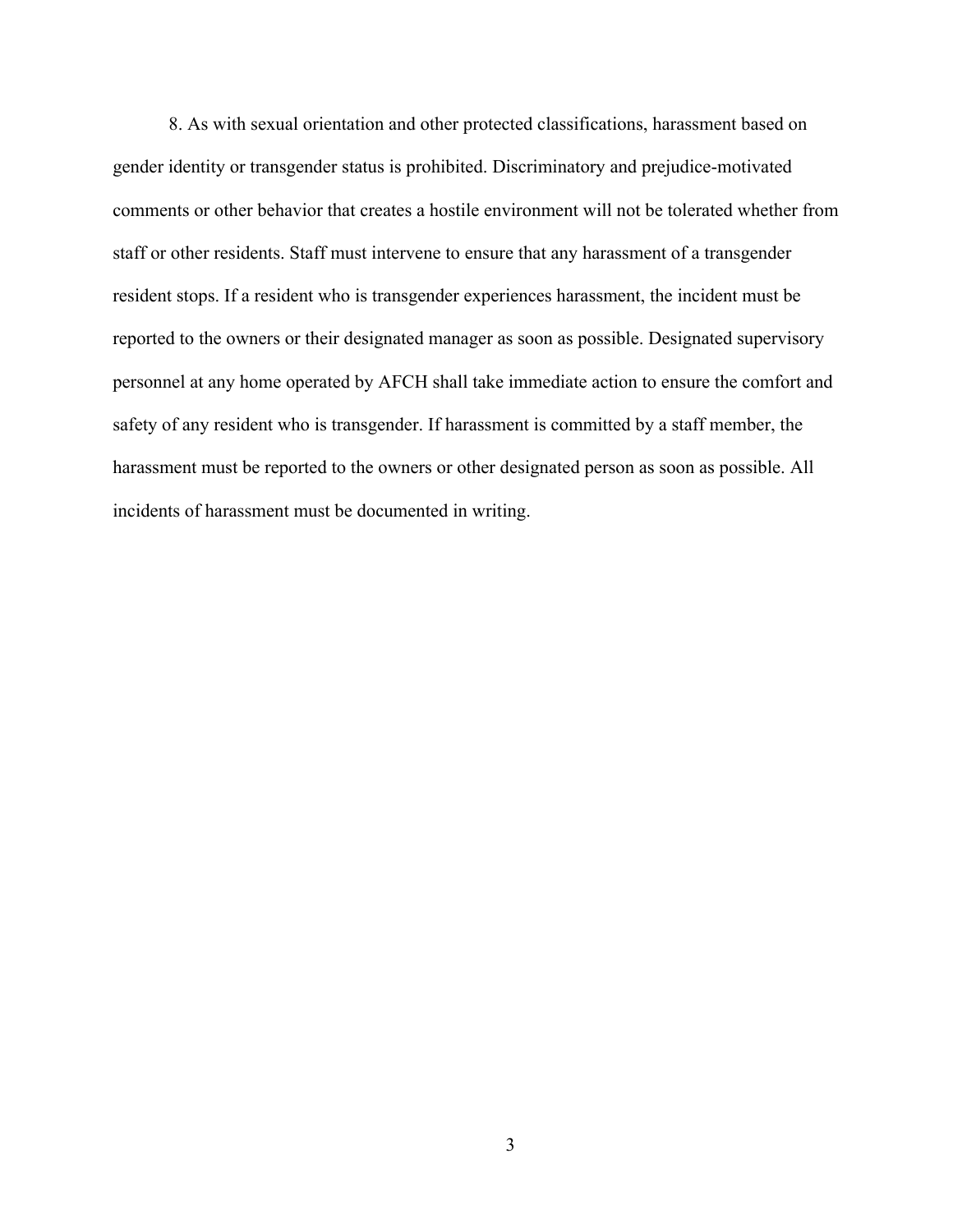8. As with sexual orientation and other protected classifications, harassment based on gender identity or transgender status is prohibited. Discriminatory and prejudice-motivated comments or other behavior that creates a hostile environment will not be tolerated whether from staff or other residents. Staff must intervene to ensure that any harassment of a transgender resident stops. If a resident who is transgender experiences harassment, the incident must be reported to the owners or their designated manager as soon as possible. Designated supervisory personnel at any home operated by AFCH shall take immediate action to ensure the comfort and safety of any resident who is transgender. If harassment is committed by a staff member, the harassment must be reported to the owners or other designated person as soon as possible. All incidents of harassment must be documented in writing.